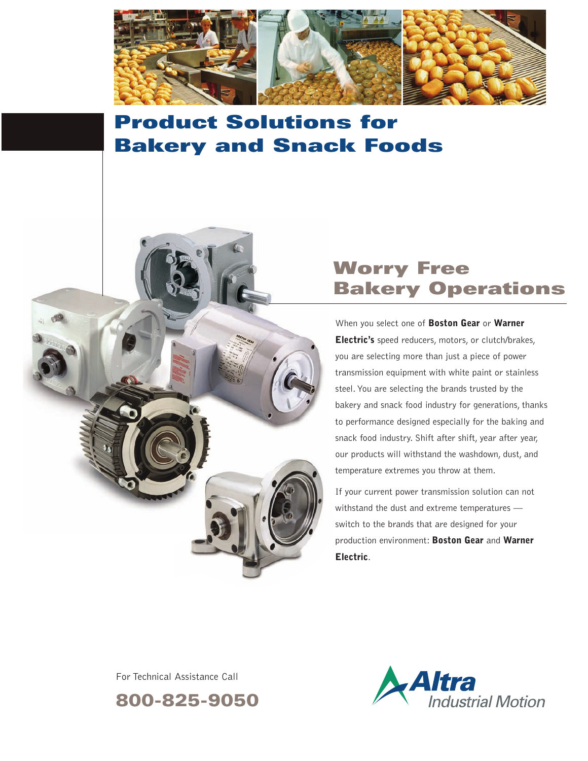# Product Solutions for Bakery and Snack Foods

## Worry Free Bakery Operations

When you select one of **Boston Gear** or **Warner Electric's** speed reducers, motors, or clutch/brakes, you are selecting more than just a piece of power transmission equipment with white paint or stainless steel. You are selecting the brands trusted by the bakery and snack food industry for generations, thanks to performance designed especially for the baking and snack food industry. Shift after shift, year after year, our products will withstand the washdown, dust, and temperature extremes you throw at them.

If your current power transmission solution can not withstand the dust and extreme temperatures — switch to the brands that are designed for your production environment: **Boston Gear** and **Warner Electric**.

For Technical Assistance Call

**800-825-9050**

Altra Industrial Motion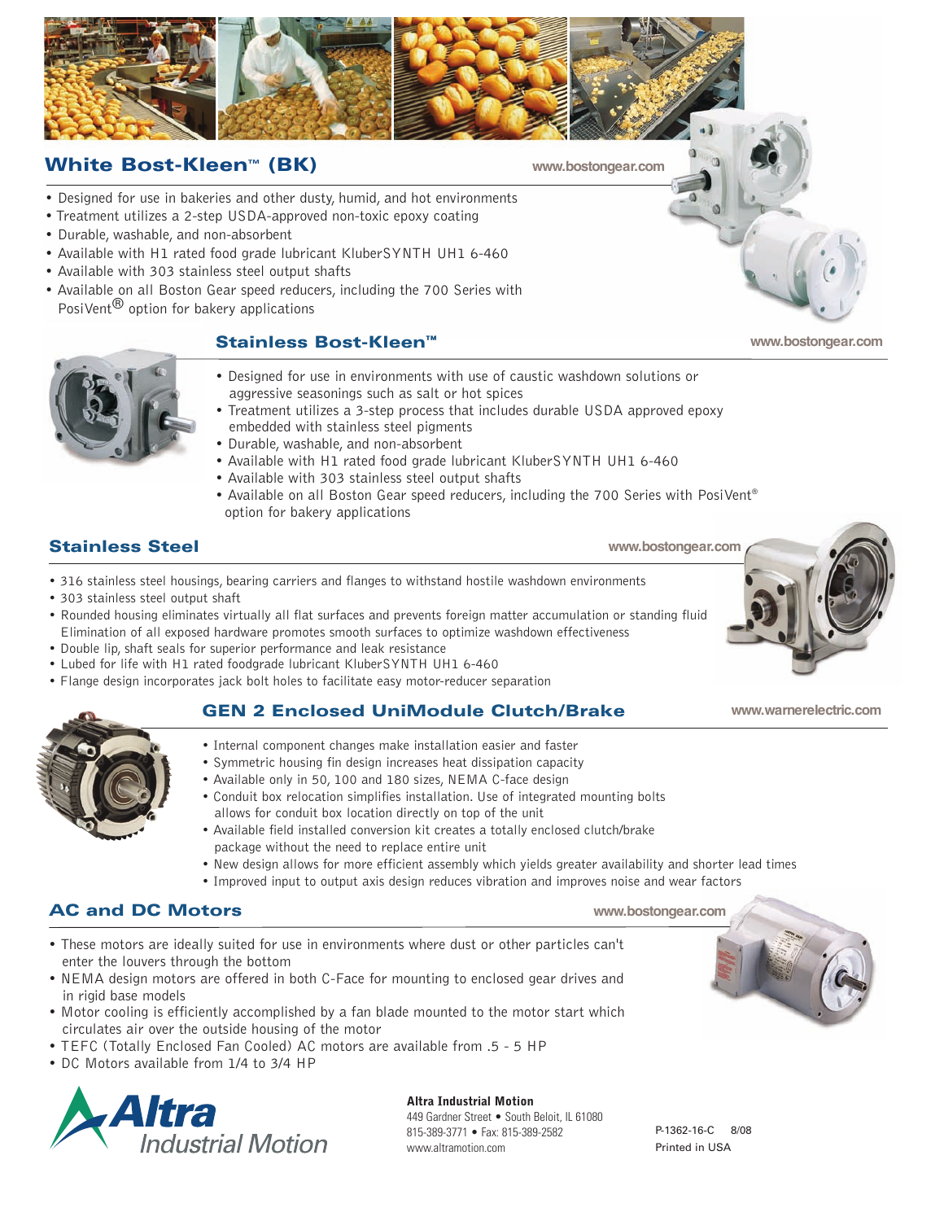## White Bost-Kleen™ (BK)

www.bostongear.com

- Designed for use in bakeries and other dusty, humid, and hot environments
- Treatment utilizes a 2-step USDA-approved non-toxic epoxy coating
- Durable, washable, and non-absorbent
- Available with H1 rated food grade lubricant KluberSYNTH UH1 6-460
- Available with 303 stainless steel output shafts
- Available on all Boston Gear speed reducers, including the 700 Series with PosiVent® option for bakery applications

## Stainless Bost-Kleen™

www.bostongear.com

- Designed for use in environments with use of caustic washdown solutions or aggressive seasonings such as salt or hot spices
- Treatment utilizes a 3-step process that includes durable USDA approved epoxy embedded with stainless steel pigments
- Durable, washable, and non-absorbent
- Available with H1 rated food grade lubricant KluberSYNTH UH1 6-460
- Available with 303 stainless steel output shafts
- Available on all Boston Gear speed reducers, including the 700 Series with PosiVent® option for bakery applications

## Stainless Steel

www.bostongear.com

- 316 stainless steel housings, bearing carriers and flanges to withstand hostile washdown environments
- 303 stainless steel shaft
- Rounded housing eliminates virtually all flat surfaces and prevents foreign matter accumulation or standing fluid Elimination of all exposed hardware promotes smooth surfaces to optimize washdown effectiveness
- Double lip, shaft seals for superior performance and leak resistance
- Lubed for life with H1 rated foodgrade lubricant KluberSYNTH UH1 6-460
- Flange design incorporates jack bolt holes to facilitate easy motor-reducer separation

## GEN 2 Enclosed UniModule Clutch/Brake

www.warnerelectric.com

- Internal component changes make installation easier and faster
- Symmetric housing fin design increases heat dissipation capacity
- Available only in 50, 100 and 180 sizes, NEMA C-face design
- Conduit box relocation simplifies installation. Use of integrated mounting bolts allows for conduit box location directly on top of the unit
- Available field installed conversion kit creates a totally enclosed clutch/brake package without the need to replace entire unit
- New design allows for more efficient assembly which yields greater availability and shorter lead times
- Improved input to output axis design reduces vibration and improves noise and wear factors

## AC and DC Motors

www.bostongear.com

- These motors are ideally suited for use in environments where dust or other particles can't enter the louvers through the bottom
- NEMA design motors are offered in both C-Face for mounting to enclosed gear drives and in rigid base models
- Motor cooling is efficiently accomplished by a fan blade mounted to the motor start which circulates air over the outside housing of the motor
- TEFC (Totally Enclosed Fan Cooled) AC motors are available from .5 - 5 HP
- DC Motors available from 1/4 to 3/4 HP

Altra Industrial Motion

**Altra Industrial Motion**
449 Gardner Street • South Beloit, IL 61080
815-389-3771 • Fax: 815-389-2582
www.altramotion.com

P-1362-16-C 8/08
Printed in USA